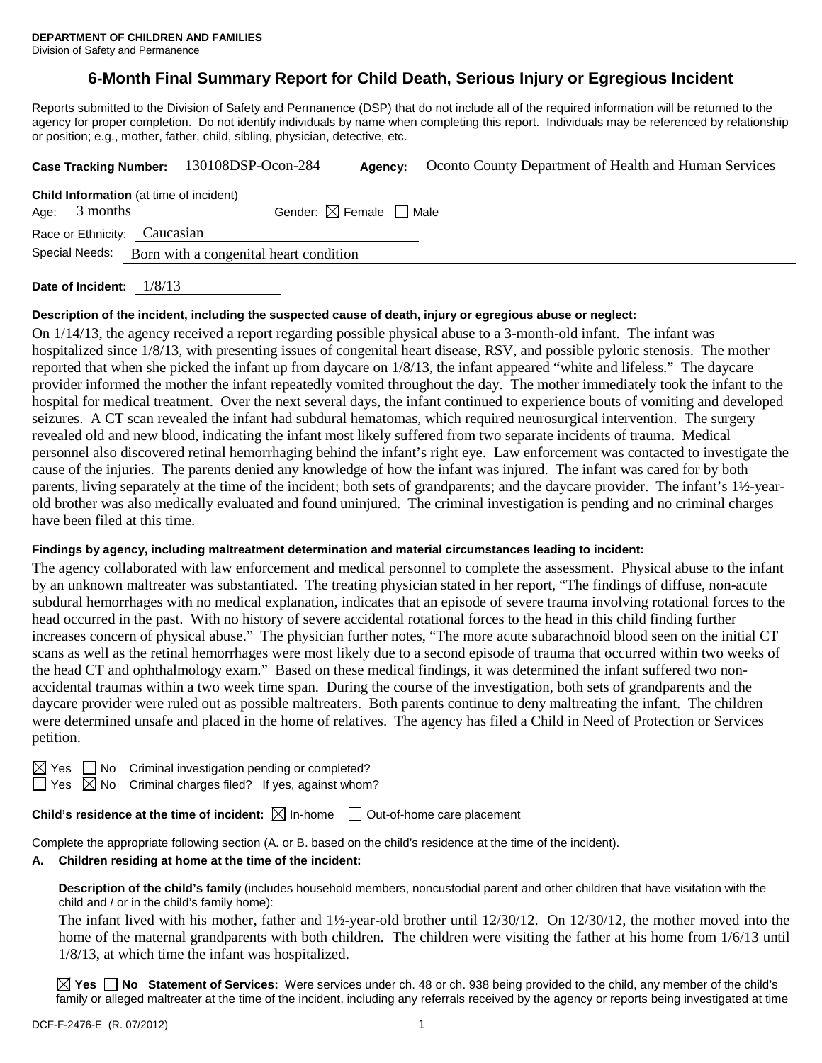**DEPARTMENT OF CHILDREN AND FAMILIES**
Division of Safety and Permanence

# 6-Month Final Summary Report for Child Death, Serious Injury or Egregious Incident

Reports submitted to the Division of Safety and Permanence (DSP) that do not include all of the required information will be returned to the agency for proper completion. Do not identify individuals by name when completing this report. Individuals may be referenced by relationship or position; e.g., mother, father, child, sibling, physician, detective, etc.

**Case Tracking Number:** 130108DSP-Ocon-284 **Agency:** Oconto County Department of Health and Human Services

**Child Information** (at time of incident)
Age: 3 months Gender: ☒ Female ☐ Male
Race or Ethnicity: Caucasian
Special Needs: Born with a congenital heart condition

**Date of Incident:** 1/8/13

**Description of the incident, including the suspected cause of death, injury or egregious abuse or neglect:**

On 1/14/13, the agency received a report regarding possible physical abuse to a 3-month-old infant. The infant was hospitalized since 1/8/13, with presenting issues of congenital heart disease, RSV, and possible pyloric stenosis. The mother reported that when she picked the infant up from daycare on 1/8/13, the infant appeared "white and lifeless." The daycare provider informed the mother the infant repeatedly vomited throughout the day. The mother immediately took the infant to the hospital for medical treatment. Over the next several days, the infant continued to experience bouts of vomiting and developed seizures. A CT scan revealed the infant had subdural hematomas, which required neurosurgical intervention. The surgery revealed old and new blood, indicating the infant most likely suffered from two separate incidents of trauma. Medical personnel also discovered retinal hemorrhaging behind the infant's right eye. Law enforcement was contacted to investigate the cause of the injuries. The parents denied any knowledge of how the infant was injured. The infant was cared for by both parents, living separately at the time of the incident; both sets of grandparents; and the daycare provider. The infant's 1½-year-old brother was also medically evaluated and found uninjured. The criminal investigation is pending and no criminal charges have been filed at this time.

**Findings by agency, including maltreatment determination and material circumstances leading to incident:**

The agency collaborated with law enforcement and medical personnel to complete the assessment. Physical abuse to the infant by an unknown maltreater was substantiated. The treating physician stated in her report, "The findings of diffuse, non-acute subdural hemorrhages with no medical explanation, indicates that an episode of severe trauma involving rotational forces to the head occurred in the past. With no history of severe accidental rotational forces to the head in this child finding further increases concern of physical abuse." The physician further notes, "The more acute subarachnoid blood seen on the initial CT scans as well as the retinal hemorrhages were most likely due to a second episode of trauma that occurred within two weeks of the head CT and ophthalmology exam." Based on these medical findings, it was determined the infant suffered two non-accidental traumas within a two week time span. During the course of the investigation, both sets of grandparents and the daycare provider were ruled out as possible maltreaters. Both parents continue to deny maltreating the infant. The children were determined unsafe and placed in the home of relatives. The agency has filed a Child in Need of Protection or Services petition.

☒ Yes ☐ No Criminal investigation pending or completed?
☐ Yes ☒ No Criminal charges filed? If yes, against whom?

**Child's residence at the time of incident:** ☒ In-home ☐ Out-of-home care placement

Complete the appropriate following section (A. or B. based on the child's residence at the time of the incident).

**A. Children residing at home at the time of the incident:**

**Description of the child's family** (includes household members, noncustodial parent and other children that have visitation with the child and / or in the child's family home):

The infant lived with his mother, father and 1½-year-old brother until 12/30/12. On 12/30/12, the mother moved into the home of the maternal grandparents with both children. The children were visiting the father at his home from 1/6/13 until 1/8/13, at which time the infant was hospitalized.

☒ **Yes** ☐ **No Statement of Services:** Were services under ch. 48 or ch. 938 being provided to the child, any member of the child's family or alleged maltreater at the time of the incident, including any referrals received by the agency or reports being investigated at time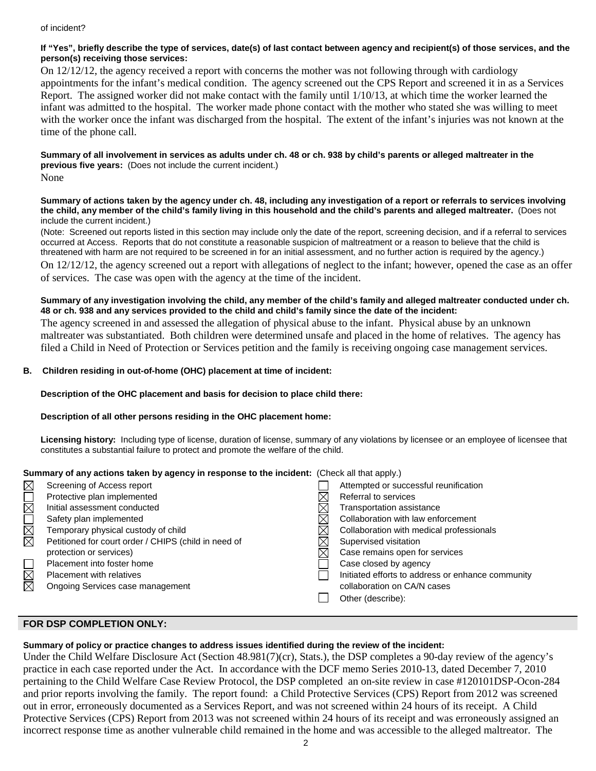of incident?

**If "Yes", briefly describe the type of services, date(s) of last contact between agency and recipient(s) of those services, and the person(s) receiving those services:**

On 12/12/12, the agency received a report with concerns the mother was not following through with cardiology appointments for the infant's medical condition. The agency screened out the CPS Report and screened it in as a Services Report. The assigned worker did not make contact with the family until 1/10/13, at which time the worker learned the infant was admitted to the hospital. The worker made phone contact with the mother who stated she was willing to meet with the worker once the infant was discharged from the hospital. The extent of the infant's injuries was not known at the time of the phone call.

**Summary of all involvement in services as adults under ch. 48 or ch. 938 by child's parents or alleged maltreater in the previous five years:** (Does not include the current incident.)

None

**Summary of actions taken by the agency under ch. 48, including any investigation of a report or referrals to services involving the child, any member of the child's family living in this household and the child's parents and alleged maltreater.** (Does not include the current incident.)

(Note: Screened out reports listed in this section may include only the date of the report, screening decision, and if a referral to services occurred at Access. Reports that do not constitute a reasonable suspicion of maltreatment or a reason to believe that the child is threatened with harm are not required to be screened in for an initial assessment, and no further action is required by the agency.)

On 12/12/12, the agency screened out a report with allegations of neglect to the infant; however, opened the case as an offer of services. The case was open with the agency at the time of the incident.

**Summary of any investigation involving the child, any member of the child's family and alleged maltreater conducted under ch. 48 or ch. 938 and any services provided to the child and child's family since the date of the incident:**

The agency screened in and assessed the allegation of physical abuse to the infant. Physical abuse by an unknown maltreater was substantiated. Both children were determined unsafe and placed in the home of relatives. The agency has filed a Child in Need of Protection or Services petition and the family is receiving ongoing case management services.

**B. Children residing in out-of-home (OHC) placement at time of incident:**

**Description of the OHC placement and basis for decision to place child there:**

**Description of all other persons residing in the OHC placement home:**

**Licensing history:** Including type of license, duration of license, summary of any violations by licensee or an employee of licensee that constitutes a substantial failure to protect and promote the welfare of the child.

**Summary of any actions taken by agency in response to the incident:** (Check all that apply.)

- [x] Screening of Access report
- [ ] Protective plan implemented
- [x] Initial assessment conducted
- [ ] Safety plan implemented
- [x] Temporary physical custody of child
- [x] Petitioned for court order / CHIPS (child in need of protection or services)
- [ ] Placement into foster home
- [x] Placement with relatives
- [x] Ongoing Services case management
- [ ] Attempted or successful reunification
- [x] Referral to services
- [x] Transportation assistance
- [x] Collaboration with law enforcement
- [x] Collaboration with medical professionals
- [x] Supervised visitation
- [x] Case remains open for services
- [ ] Case closed by agency
- [ ] Initiated efforts to address or enhance community collaboration on CA/N cases
- [ ] Other (describe):

## FOR DSP COMPLETION ONLY:

**Summary of policy or practice changes to address issues identified during the review of the incident:**

Under the Child Welfare Disclosure Act (Section 48.981(7)(cr), Stats.), the DSP completes a 90-day review of the agency's practice in each case reported under the Act. In accordance with the DCF memo Series 2010-13, dated December 7, 2010 pertaining to the Child Welfare Case Review Protocol, the DSP completed an on-site review in case #120101DSP-Ocon-284 and prior reports involving the family. The report found: a Child Protective Services (CPS) Report from 2012 was screened out in error, erroneously documented as a Services Report, and was not screened within 24 hours of its receipt. A Child Protective Services (CPS) Report from 2013 was not screened within 24 hours of its receipt and was erroneously assigned an incorrect response time as another vulnerable child remained in the home and was accessible to the alleged maltreator. The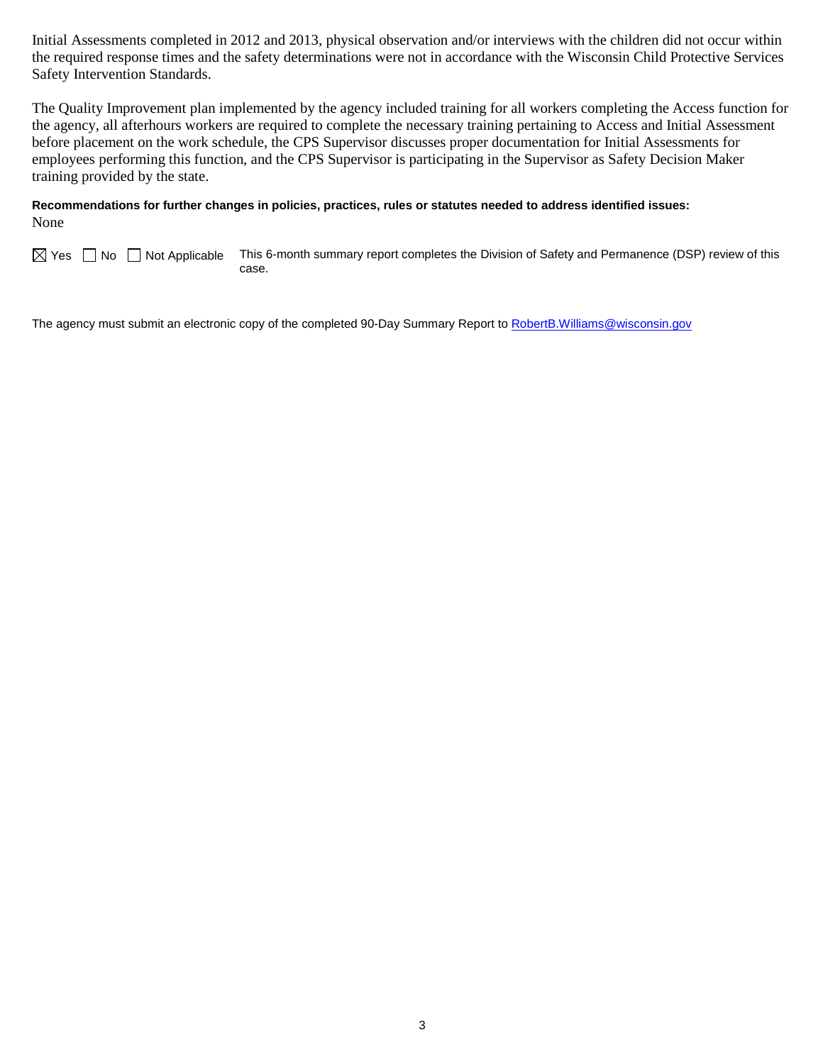Initial Assessments completed in 2012 and 2013, physical observation and/or interviews with the children did not occur within the required response times and the safety determinations were not in accordance with the Wisconsin Child Protective Services Safety Intervention Standards.

The Quality Improvement plan implemented by the agency included training for all workers completing the Access function for the agency, all afterhours workers are required to complete the necessary training pertaining to Access and Initial Assessment before placement on the work schedule, the CPS Supervisor discusses proper documentation for Initial Assessments for employees performing this function, and the CPS Supervisor is participating in the Supervisor as Safety Decision Maker training provided by the state.

**Recommendations for further changes in policies, practices, rules or statutes needed to address identified issues:**

None

☒ Yes ☐ No ☐ Not Applicable This 6-month summary report completes the Division of Safety and Permanence (DSP) review of this case.

The agency must submit an electronic copy of the completed 90-Day Summary Report to RobertB.Williams@wisconsin.gov